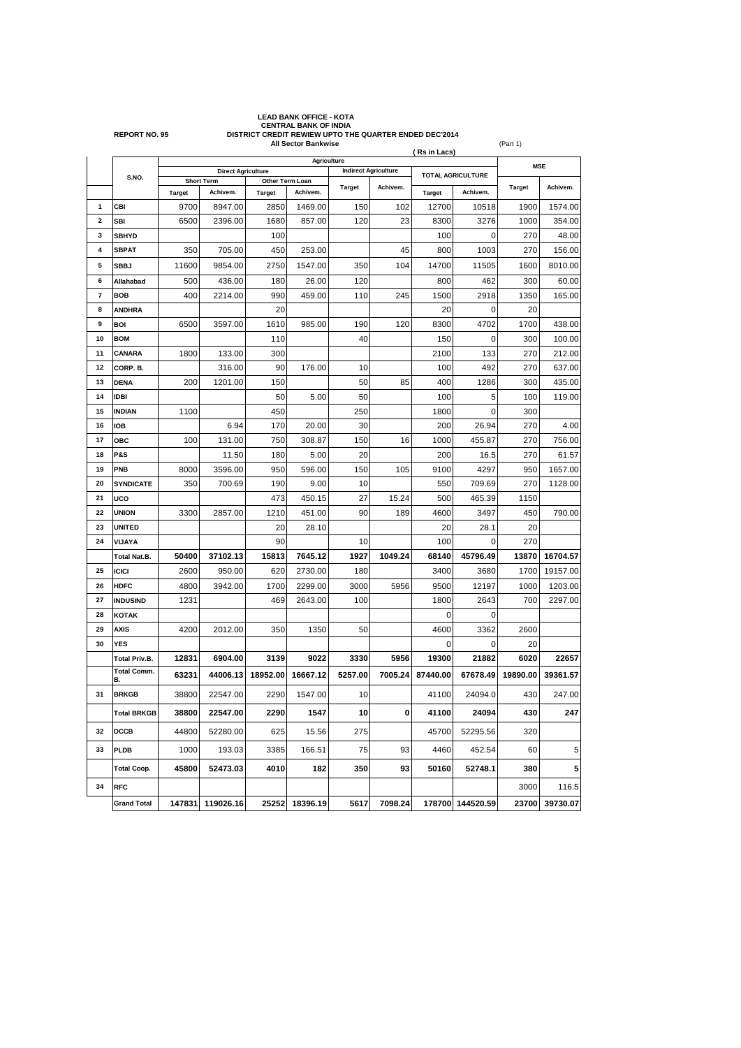**LEAD BANK OFFICE - KOTA**
**CENTRAL BANK OF INDIA**

**REPORT NO. 95** **DISTRICT CREDIT REWIEW UPTO THE QUARTER ENDED DEC'2014**

**All Sector Bankwise** (Part 1)

( Rs in Lacs)

| | S.NO. | Agriculture | | | | | | | | MSE | |
|---|---|---|---|---|---|---|---|---|---|---|---|
| | | Direct Agriculture | | | | Indirect Agriculture | | TOTAL AGRICULTURE | | | |
| | | Short Term | | Other Term Loan | | | | | | | |
| | | Target | Achivem. | Target | Achivem. | Target | Achivem. | Target | Achivem. | Target | Achivem. |
| 1 | CBI | 9700 | 8947.00 | 2850 | 1469.00 | 150 | 102 | 12700 | 10518 | 1900 | 1574.00 |
| 2 | SBI | 6500 | 2396.00 | 1680 | 857.00 | 120 | 23 | 8300 | 3276 | 1000 | 354.00 |
| 3 | SBHYD | | | 100 | | | | 100 | 0 | 270 | 48.00 |
| 4 | SBPAT | 350 | 705.00 | 450 | 253.00 | | 45 | 800 | 1003 | 270 | 156.00 |
| 5 | SBBJ | 11600 | 9854.00 | 2750 | 1547.00 | 350 | 104 | 14700 | 11505 | 1600 | 8010.00 |
| 6 | Allahabad | 500 | 436.00 | 180 | 26.00 | 120 | | 800 | 462 | 300 | 60.00 |
| 7 | BOB | 400 | 2214.00 | 990 | 459.00 | 110 | 245 | 1500 | 2918 | 1350 | 165.00 |
| 8 | ANDHRA | | | 20 | | | | 20 | 0 | 20 | |
| 9 | BOI | 6500 | 3597.00 | 1610 | 985.00 | 190 | 120 | 8300 | 4702 | 1700 | 438.00 |
| 10 | BOM | | | 110 | | 40 | | 150 | 0 | 300 | 100.00 |
| 11 | CANARA | 1800 | 133.00 | 300 | | | | 2100 | 133 | 270 | 212.00 |
| 12 | CORP. B. | | 316.00 | 90 | 176.00 | 10 | | 100 | 492 | 270 | 637.00 |
| 13 | DENA | 200 | 1201.00 | 150 | | 50 | 85 | 400 | 1286 | 300 | 435.00 |
| 14 | IDBI | | | 50 | 5.00 | 50 | | 100 | 5 | 100 | 119.00 |
| 15 | INDIAN | 1100 | | 450 | | 250 | | 1800 | 0 | 300 | |
| 16 | IOB | | 6.94 | 170 | 20.00 | 30 | | 200 | 26.94 | 270 | 4.00 |
| 17 | OBC | 100 | 131.00 | 750 | 308.87 | 150 | 16 | 1000 | 455.87 | 270 | 756.00 |
| 18 | P&S | | 11.50 | 180 | 5.00 | 20 | | 200 | 16.5 | 270 | 61.57 |
| 19 | PNB | 8000 | 3596.00 | 950 | 596.00 | 150 | 105 | 9100 | 4297 | 950 | 1657.00 |
| 20 | SYNDICATE | 350 | 700.69 | 190 | 9.00 | 10 | | 550 | 709.69 | 270 | 1128.00 |
| 21 | UCO | | | 473 | 450.15 | 27 | 15.24 | 500 | 465.39 | 1150 | |
| 22 | UNION | 3300 | 2857.00 | 1210 | 451.00 | 90 | 189 | 4600 | 3497 | 450 | 790.00 |
| 23 | UNITED | | | 20 | 28.10 | | | 20 | 28.1 | 20 | |
| 24 | VIJAYA | | | 90 | | 10 | | 100 | 0 | 270 | |
| | **Total Nat.B.** | **50400** | **37102.13** | **15813** | **7645.12** | **1927** | **1049.24** | **68140** | **45796.49** | **13870** | **16704.57** |
| 25 | ICICI | 2600 | 950.00 | 620 | 2730.00 | 180 | | 3400 | 3680 | 1700 | 19157.00 |
| 26 | HDFC | 4800 | 3942.00 | 1700 | 2299.00 | 3000 | 5956 | 9500 | 12197 | 1000 | 1203.00 |
| 27 | INDUSIND | 1231 | | 469 | 2643.00 | 100 | | 1800 | 2643 | 700 | 2297.00 |
| 28 | KOTAK | | | | | | | 0 | 0 | | |
| 29 | AXIS | 4200 | 2012.00 | 350 | 1350 | 50 | | 4600 | 3362 | 2600 | |
| 30 | YES | | | | | | | 0 | 0 | 20 | |
| | **Total Priv.B.** | **12831** | **6904.00** | **3139** | **9022** | **3330** | **5956** | **19300** | **21882** | **6020** | **22657** |
| | **Total Comm. B.** | **63231** | **44006.13** | **18952.00** | **16667.12** | **5257.00** | **7005.24** | **87440.00** | **67678.49** | **19890.00** | **39361.57** |
| 31 | BRKGB | 38800 | 22547.00 | 2290 | 1547.00 | 10 | | 41100 | 24094.0 | 430 | 247.00 |
| | **Total BRKGB** | **38800** | **22547.00** | **2290** | **1547** | **10** | **0** | **41100** | **24094** | **430** | **247** |
| 32 | DCCB | 44800 | 52280.00 | 625 | 15.56 | 275 | | 45700 | 52295.56 | 320 | |
| 33 | PLDB | 1000 | 193.03 | 3385 | 166.51 | 75 | 93 | 4460 | 452.54 | 60 | 5 |
| | **Total Coop.** | **45800** | **52473.03** | **4010** | **182** | **350** | **93** | **50160** | **52748.1** | **380** | **5** |
| 34 | RFC | | | | | | | | | 3000 | 116.5 |
| | **Grand Total** | **147831** | **119026.16** | **25252** | **18396.19** | **5617** | **7098.24** | **178700** | **144520.59** | **23700** | **39730.07** |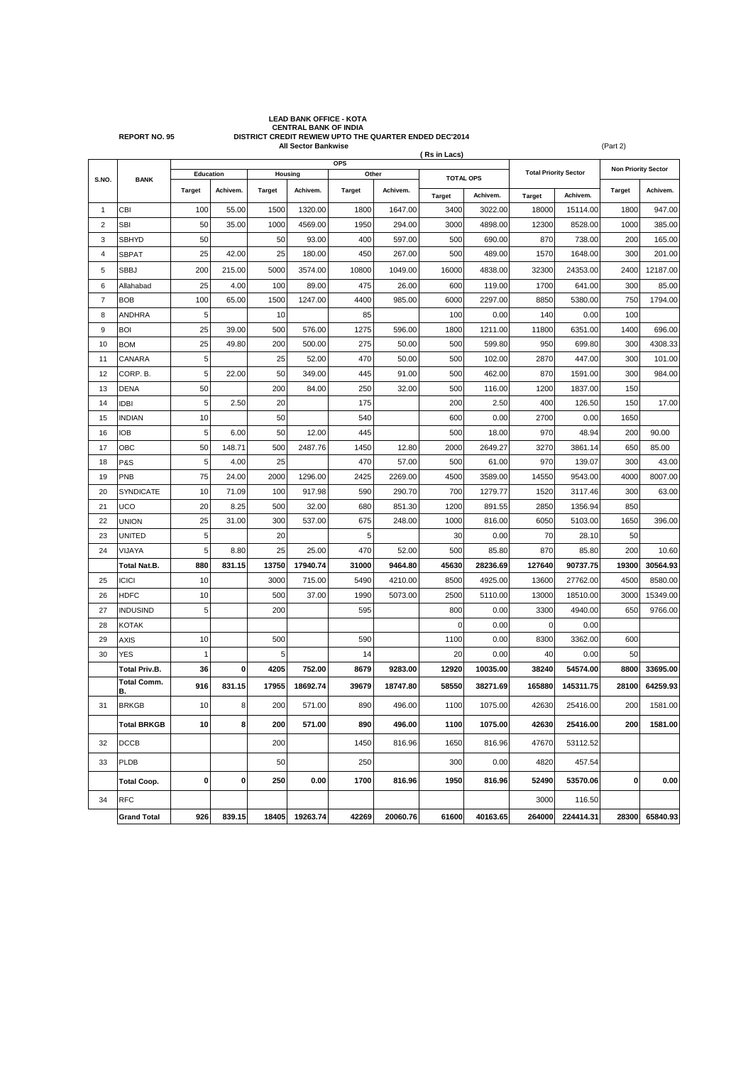**LEAD BANK OFFICE - KOTA**
**CENTRAL BANK OF INDIA**
**REPORT NO. 95** **DISTRICT CREDIT REWIEW UPTO THE QUARTER ENDED DEC'2014**
**All Sector Bankwise** (Part 2)

( Rs in Lacs)

| S.NO. | BANK | OPS | | | | | | | | Total Priority Sector | | Non Priority Sector | |
|---|---|---|---|---|---|---|---|---|---|---|---|---|---|
| | | Education | | Housing | | Other | | TOTAL OPS | | | | | |
| | | Target | Achivem. | Target | Achivem. | Target | Achivem. | Target | Achivem. | Target | Achivem. | Target | Achivem. |
| 1 | CBI | 100 | 55.00 | 1500 | 1320.00 | 1800 | 1647.00 | 3400 | 3022.00 | 18000 | 15114.00 | 1800 | 947.00 |
| 2 | SBI | 50 | 35.00 | 1000 | 4569.00 | 1950 | 294.00 | 3000 | 4898.00 | 12300 | 8528.00 | 1000 | 385.00 |
| 3 | SBHYD | 50 | | 50 | 93.00 | 400 | 597.00 | 500 | 690.00 | 870 | 738.00 | 200 | 165.00 |
| 4 | SBPAT | 25 | 42.00 | 25 | 180.00 | 450 | 267.00 | 500 | 489.00 | 1570 | 1648.00 | 300 | 201.00 |
| 5 | SBBJ | 200 | 215.00 | 5000 | 3574.00 | 10800 | 1049.00 | 16000 | 4838.00 | 32300 | 24353.00 | 2400 | 12187.00 |
| 6 | Allahabad | 25 | 4.00 | 100 | 89.00 | 475 | 26.00 | 600 | 119.00 | 1700 | 641.00 | 300 | 85.00 |
| 7 | BOB | 100 | 65.00 | 1500 | 1247.00 | 4400 | 985.00 | 6000 | 2297.00 | 8850 | 5380.00 | 750 | 1794.00 |
| 8 | ANDHRA | 5 | | 10 | | 85 | | 100 | 0.00 | 140 | 0.00 | 100 | |
| 9 | BOI | 25 | 39.00 | 500 | 576.00 | 1275 | 596.00 | 1800 | 1211.00 | 11800 | 6351.00 | 1400 | 696.00 |
| 10 | BOM | 25 | 49.80 | 200 | 500.00 | 275 | 50.00 | 500 | 599.80 | 950 | 699.80 | 300 | 4308.33 |
| 11 | CANARA | 5 | | 25 | 52.00 | 470 | 50.00 | 500 | 102.00 | 2870 | 447.00 | 300 | 101.00 |
| 12 | CORP. B. | 5 | 22.00 | 50 | 349.00 | 445 | 91.00 | 500 | 462.00 | 870 | 1591.00 | 300 | 984.00 |
| 13 | DENA | 50 | | 200 | 84.00 | 250 | 32.00 | 500 | 116.00 | 1200 | 1837.00 | 150 | |
| 14 | IDBI | 5 | 2.50 | 20 | | 175 | | 200 | 2.50 | 400 | 126.50 | 150 | 17.00 |
| 15 | INDIAN | 10 | | 50 | | 540 | | 600 | 0.00 | 2700 | 0.00 | 1650 | |
| 16 | IOB | 5 | 6.00 | 50 | 12.00 | 445 | | 500 | 18.00 | 970 | 48.94 | 200 | 90.00 |
| 17 | OBC | 50 | 148.71 | 500 | 2487.76 | 1450 | 12.80 | 2000 | 2649.27 | 3270 | 3861.14 | 650 | 85.00 |
| 18 | P&S | 5 | 4.00 | 25 | | 470 | 57.00 | 500 | 61.00 | 970 | 139.07 | 300 | 43.00 |
| 19 | PNB | 75 | 24.00 | 2000 | 1296.00 | 2425 | 2269.00 | 4500 | 3589.00 | 14550 | 9543.00 | 4000 | 8007.00 |
| 20 | SYNDICATE | 10 | 71.09 | 100 | 917.98 | 590 | 290.70 | 700 | 1279.77 | 1520 | 3117.46 | 300 | 63.00 |
| 21 | UCO | 20 | 8.25 | 500 | 32.00 | 680 | 851.30 | 1200 | 891.55 | 2850 | 1356.94 | 850 | |
| 22 | UNION | 25 | 31.00 | 300 | 537.00 | 675 | 248.00 | 1000 | 816.00 | 6050 | 5103.00 | 1650 | 396.00 |
| 23 | UNITED | 5 | | 20 | | 5 | | 30 | 0.00 | 70 | 28.10 | 50 | |
| 24 | VIJAYA | 5 | 8.80 | 25 | 25.00 | 470 | 52.00 | 500 | 85.80 | 870 | 85.80 | 200 | 10.60 |
| | **Total Nat.B.** | **880** | **831.15** | **13750** | **17940.74** | **31000** | **9464.80** | **45630** | **28236.69** | **127640** | **90737.75** | **19300** | **30564.93** |
| 25 | ICICI | 10 | | 3000 | 715.00 | 5490 | 4210.00 | 8500 | 4925.00 | 13600 | 27762.00 | 4500 | 8580.00 |
| 26 | HDFC | 10 | | 500 | 37.00 | 1990 | 5073.00 | 2500 | 5110.00 | 13000 | 18510.00 | 3000 | 15349.00 |
| 27 | INDUSIND | 5 | | 200 | | 595 | | 800 | 0.00 | 3300 | 4940.00 | 650 | 9766.00 |
| 28 | KOTAK | | | | | | | 0 | 0.00 | 0 | 0.00 | | |
| 29 | AXIS | 10 | | 500 | | 590 | | 1100 | 0.00 | 8300 | 3362.00 | 600 | |
| 30 | YES | 1 | | 5 | | 14 | | 20 | 0.00 | 40 | 0.00 | 50 | |
| | **Total Priv.B.** | **36** | **0** | **4205** | **752.00** | **8679** | **9283.00** | **12920** | **10035.00** | **38240** | **54574.00** | **8800** | **33695.00** |
| | **Total Comm. B.** | **916** | **831.15** | **17955** | **18692.74** | **39679** | **18747.80** | **58550** | **38271.69** | **165880** | **145311.75** | **28100** | **64259.93** |
| 31 | BRKGB | 10 | 8 | 200 | 571.00 | 890 | 496.00 | 1100 | 1075.00 | 42630 | 25416.00 | 200 | 1581.00 |
| | **Total BRKGB** | **10** | **8** | **200** | **571.00** | **890** | **496.00** | **1100** | **1075.00** | **42630** | **25416.00** | **200** | **1581.00** |
| 32 | DCCB | | | 200 | | 1450 | 816.96 | 1650 | 816.96 | 47670 | 53112.52 | | |
| 33 | PLDB | | | 50 | | 250 | | 300 | 0.00 | 4820 | 457.54 | | |
| | **Total Coop.** | **0** | **0** | **250** | **0.00** | **1700** | **816.96** | **1950** | **816.96** | **52490** | **53570.06** | **0** | **0.00** |
| 34 | RFC | | | | | | | | | 3000 | 116.50 | | |
| | **Grand Total** | **926** | **839.15** | **18405** | **19263.74** | **42269** | **20060.76** | **61600** | **40163.65** | **264000** | **224414.31** | **28300** | **65840.93** |